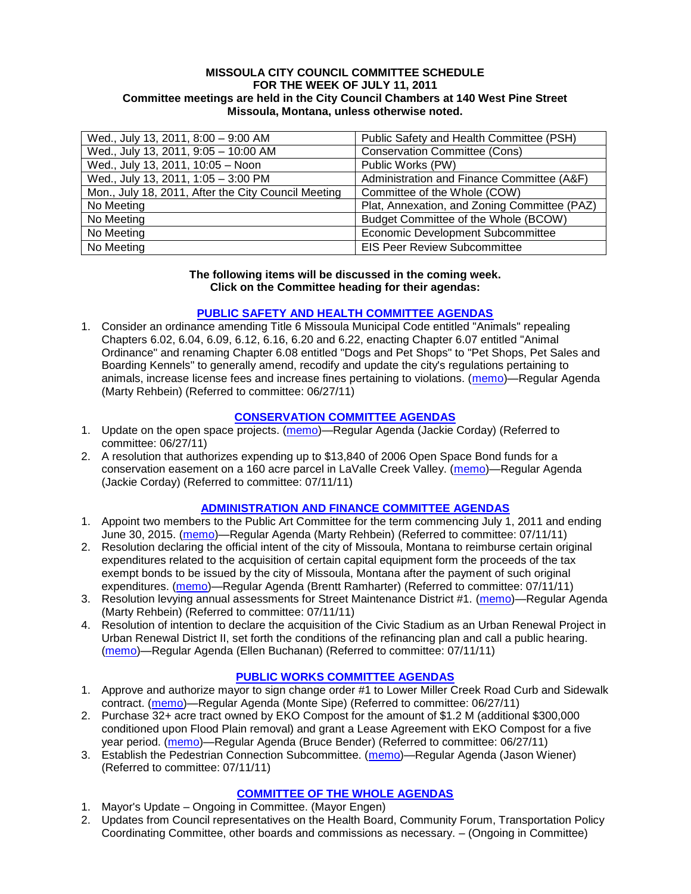**MISSOULA CITY COUNCIL COMMITTEE SCHEDULE**
**FOR THE WEEK OF JULY 11, 2011**
**Committee meetings are held in the City Council Chambers at 140 West Pine Street Missoula, Montana, unless otherwise noted.**

| | |
|---|---|
| Wed., July 13, 2011, 8:00 – 9:00 AM | Public Safety and Health Committee (PSH) |
| Wed., July 13, 2011, 9:05 – 10:00 AM | Conservation Committee (Cons) |
| Wed., July 13, 2011, 10:05 – Noon | Public Works (PW) |
| Wed., July 13, 2011, 1:05 – 3:00 PM | Administration and Finance Committee (A&F) |
| Mon., July 18, 2011, After the City Council Meeting | Committee of the Whole (COW) |
| No Meeting | Plat, Annexation, and Zoning Committee (PAZ) |
| No Meeting | Budget Committee of the Whole (BCOW) |
| No Meeting | Economic Development Subcommittee |
| No Meeting | EIS Peer Review Subcommittee |

**The following items will be discussed in the coming week. Click on the Committee heading for their agendas:**

## PUBLIC SAFETY AND HEALTH COMMITTEE AGENDAS

1. Consider an ordinance amending Title 6 Missoula Municipal Code entitled "Animals" repealing Chapters 6.02, 6.04, 6.09, 6.12, 6.16, 6.20 and 6.22, enacting Chapter 6.07 entitled "Animal Ordinance" and renaming Chapter 6.08 entitled "Dogs and Pet Shops" to "Pet Shops, Pet Sales and Boarding Kennels" to generally amend, recodify and update the city's regulations pertaining to animals, increase license fees and increase fines pertaining to violations. (memo)—Regular Agenda (Marty Rehbein) (Referred to committee: 06/27/11)

## CONSERVATION COMMITTEE AGENDAS

1. Update on the open space projects. (memo)—Regular Agenda (Jackie Corday) (Referred to committee: 06/27/11)
2. A resolution that authorizes expending up to $13,840 of 2006 Open Space Bond funds for a conservation easement on a 160 acre parcel in LaValle Creek Valley. (memo)—Regular Agenda (Jackie Corday) (Referred to committee: 07/11/11)

## ADMINISTRATION AND FINANCE COMMITTEE AGENDAS

1. Appoint two members to the Public Art Committee for the term commencing July 1, 2011 and ending June 30, 2015. (memo)—Regular Agenda (Marty Rehbein) (Referred to committee: 07/11/11)
2. Resolution declaring the official intent of the city of Missoula, Montana to reimburse certain original expenditures related to the acquisition of certain capital equipment form the proceeds of the tax exempt bonds to be issued by the city of Missoula, Montana after the payment of such original expenditures. (memo)—Regular Agenda (Brentt Ramharter) (Referred to committee: 07/11/11)
3. Resolution levying annual assessments for Street Maintenance District #1. (memo)—Regular Agenda (Marty Rehbein) (Referred to committee: 07/11/11)
4. Resolution of intention to declare the acquisition of the Civic Stadium as an Urban Renewal Project in Urban Renewal District II, set forth the conditions of the refinancing plan and call a public hearing. (memo)—Regular Agenda (Ellen Buchanan) (Referred to committee: 07/11/11)

## PUBLIC WORKS COMMITTEE AGENDAS

1. Approve and authorize mayor to sign change order #1 to Lower Miller Creek Road Curb and Sidewalk contract. (memo)—Regular Agenda (Monte Sipe) (Referred to committee: 06/27/11)
2. Purchase 32+ acre tract owned by EKO Compost for the amount of $1.2 M (additional $300,000 conditioned upon Flood Plain removal) and grant a Lease Agreement with EKO Compost for a five year period. (memo)—Regular Agenda (Bruce Bender) (Referred to committee: 06/27/11)
3. Establish the Pedestrian Connection Subcommittee. (memo)—Regular Agenda (Jason Wiener) (Referred to committee: 07/11/11)

## COMMITTEE OF THE WHOLE AGENDAS

1. Mayor's Update – Ongoing in Committee. (Mayor Engen)
2. Updates from Council representatives on the Health Board, Community Forum, Transportation Policy Coordinating Committee, other boards and commissions as necessary. – (Ongoing in Committee)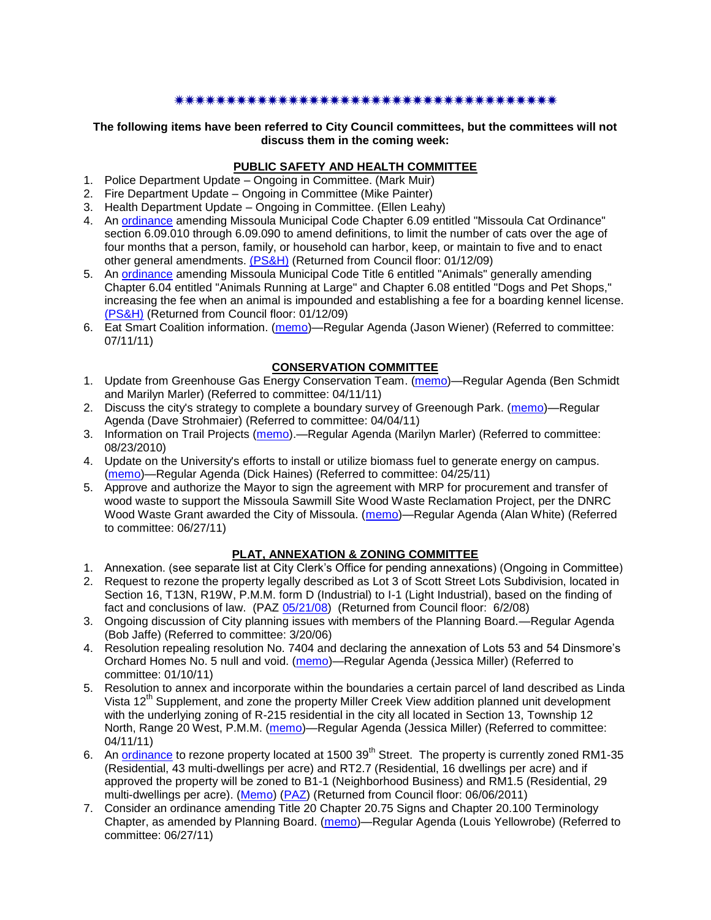✷✷✷✷✷✷✷✷✷✷✷✷✷✷✷✷✷✷✷✷✷✷✷✷✷✷✷✷✷✷✷✷✷✷✷✷✷✷✷✷✷

**The following items have been referred to City Council committees, but the committees will not discuss them in the coming week:**

**PUBLIC SAFETY AND HEALTH COMMITTEE**

1. Police Department Update – Ongoing in Committee. (Mark Muir)
2. Fire Department Update – Ongoing in Committee (Mike Painter)
3. Health Department Update – Ongoing in Committee. (Ellen Leahy)
4. An ordinance amending Missoula Municipal Code Chapter 6.09 entitled "Missoula Cat Ordinance" section 6.09.010 through 6.09.090 to amend definitions, to limit the number of cats over the age of four months that a person, family, or household can harbor, keep, or maintain to five and to enact other general amendments. (PS&H) (Returned from Council floor: 01/12/09)
5. An ordinance amending Missoula Municipal Code Title 6 entitled "Animals" generally amending Chapter 6.04 entitled "Animals Running at Large" and Chapter 6.08 entitled "Dogs and Pet Shops," increasing the fee when an animal is impounded and establishing a fee for a boarding kennel license. (PS&H) (Returned from Council floor: 01/12/09)
6. Eat Smart Coalition information. (memo)—Regular Agenda (Jason Wiener) (Referred to committee: 07/11/11)

**CONSERVATION COMMITTEE**

1. Update from Greenhouse Gas Energy Conservation Team. (memo)—Regular Agenda (Ben Schmidt and Marilyn Marler) (Referred to committee: 04/11/11)
2. Discuss the city's strategy to complete a boundary survey of Greenough Park. (memo)—Regular Agenda (Dave Strohmaier) (Referred to committee: 04/04/11)
3. Information on Trail Projects (memo).—Regular Agenda (Marilyn Marler) (Referred to committee: 08/23/2010)
4. Update on the University's efforts to install or utilize biomass fuel to generate energy on campus. (memo)—Regular Agenda (Dick Haines) (Referred to committee: 04/25/11)
5. Approve and authorize the Mayor to sign the agreement with MRP for procurement and transfer of wood waste to support the Missoula Sawmill Site Wood Waste Reclamation Project, per the DNRC Wood Waste Grant awarded the City of Missoula. (memo)—Regular Agenda (Alan White) (Referred to committee: 06/27/11)

**PLAT, ANNEXATION & ZONING COMMITTEE**

1. Annexation. (see separate list at City Clerk's Office for pending annexations) (Ongoing in Committee)
2. Request to rezone the property legally described as Lot 3 of Scott Street Lots Subdivision, located in Section 16, T13N, R19W, P.M.M. form D (Industrial) to I-1 (Light Industrial), based on the finding of fact and conclusions of law. (PAZ 05/21/08) (Returned from Council floor: 6/2/08)
3. Ongoing discussion of City planning issues with members of the Planning Board.—Regular Agenda (Bob Jaffe) (Referred to committee: 3/20/06)
4. Resolution repealing resolution No. 7404 and declaring the annexation of Lots 53 and 54 Dinsmore's Orchard Homes No. 5 null and void. (memo)—Regular Agenda (Jessica Miller) (Referred to committee: 01/10/11)
5. Resolution to annex and incorporate within the boundaries a certain parcel of land described as Linda Vista 12th Supplement, and zone the property Miller Creek View addition planned unit development with the underlying zoning of R-215 residential in the city all located in Section 13, Township 12 North, Range 20 West, P.M.M. (memo)—Regular Agenda (Jessica Miller) (Referred to committee: 04/11/11)
6. An ordinance to rezone property located at 1500 39th Street. The property is currently zoned RM1-35 (Residential, 43 multi-dwellings per acre) and RT2.7 (Residential, 16 dwellings per acre) and if approved the property will be zoned to B1-1 (Neighborhood Business) and RM1.5 (Residential, 29 multi-dwellings per acre). (Memo) (PAZ) (Returned from Council floor: 06/06/2011)
7. Consider an ordinance amending Title 20 Chapter 20.75 Signs and Chapter 20.100 Terminology Chapter, as amended by Planning Board. (memo)—Regular Agenda (Louis Yellowrobe) (Referred to committee: 06/27/11)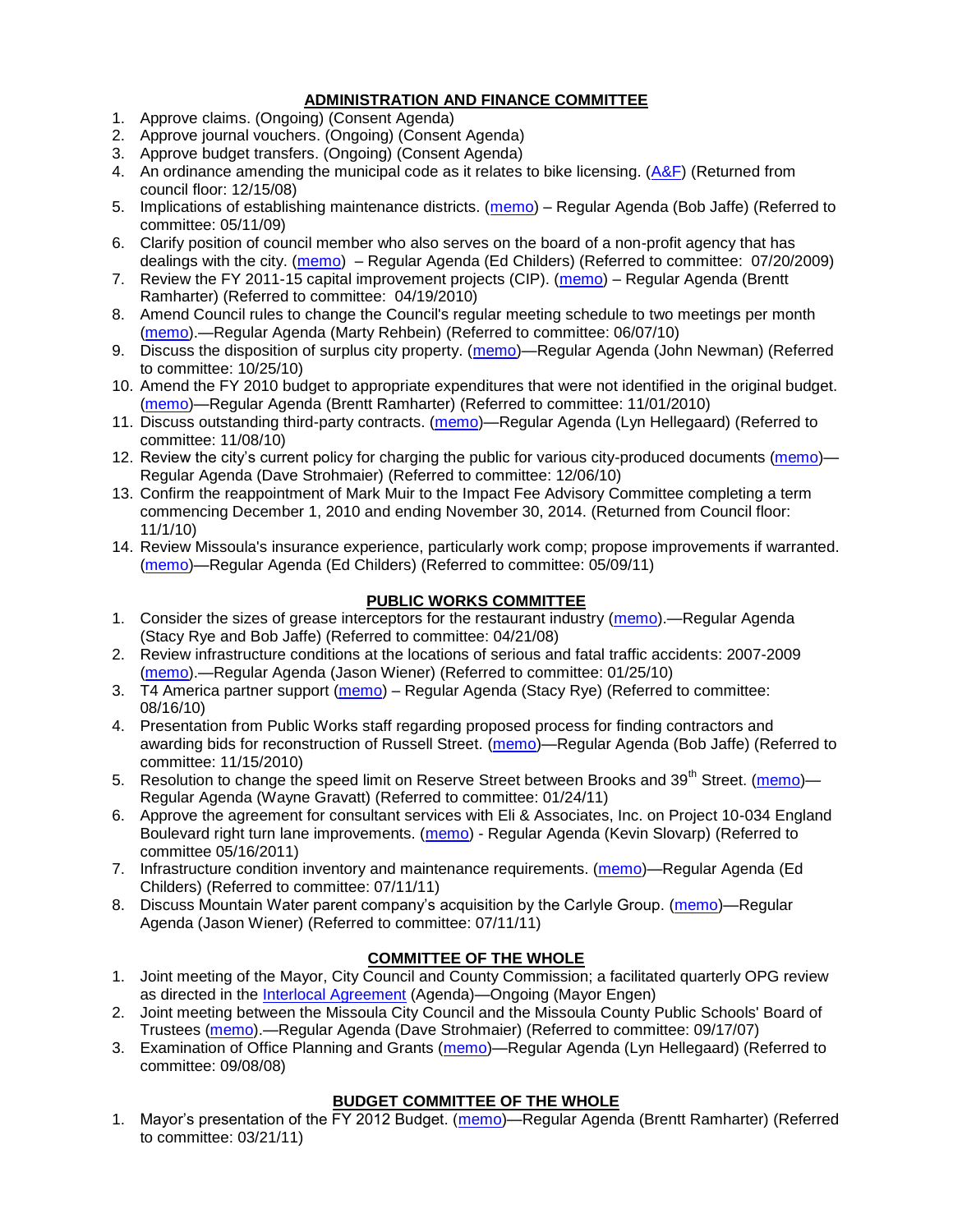## ADMINISTRATION AND FINANCE COMMITTEE

1. Approve claims. (Ongoing) (Consent Agenda)
2. Approve journal vouchers. (Ongoing) (Consent Agenda)
3. Approve budget transfers. (Ongoing) (Consent Agenda)
4. An ordinance amending the municipal code as it relates to bike licensing. (A&F) (Returned from council floor: 12/15/08)
5. Implications of establishing maintenance districts. (memo) – Regular Agenda (Bob Jaffe) (Referred to committee: 05/11/09)
6. Clarify position of council member who also serves on the board of a non-profit agency that has dealings with the city. (memo) – Regular Agenda (Ed Childers) (Referred to committee: 07/20/2009)
7. Review the FY 2011-15 capital improvement projects (CIP). (memo) – Regular Agenda (Brentt Ramharter) (Referred to committee: 04/19/2010)
8. Amend Council rules to change the Council's regular meeting schedule to two meetings per month (memo).—Regular Agenda (Marty Rehbein) (Referred to committee: 06/07/10)
9. Discuss the disposition of surplus city property. (memo)—Regular Agenda (John Newman) (Referred to committee: 10/25/10)
10. Amend the FY 2010 budget to appropriate expenditures that were not identified in the original budget. (memo)—Regular Agenda (Brentt Ramharter) (Referred to committee: 11/01/2010)
11. Discuss outstanding third-party contracts. (memo)—Regular Agenda (Lyn Hellegaard) (Referred to committee: 11/08/10)
12. Review the city's current policy for charging the public for various city-produced documents (memo)—Regular Agenda (Dave Strohmaier) (Referred to committee: 12/06/10)
13. Confirm the reappointment of Mark Muir to the Impact Fee Advisory Committee completing a term commencing December 1, 2010 and ending November 30, 2014. (Returned from Council floor: 11/1/10)
14. Review Missoula's insurance experience, particularly work comp; propose improvements if warranted. (memo)—Regular Agenda (Ed Childers) (Referred to committee: 05/09/11)

## PUBLIC WORKS COMMITTEE

1. Consider the sizes of grease interceptors for the restaurant industry (memo).—Regular Agenda (Stacy Rye and Bob Jaffe) (Referred to committee: 04/21/08)
2. Review infrastructure conditions at the locations of serious and fatal traffic accidents: 2007-2009 (memo).—Regular Agenda (Jason Wiener) (Referred to committee: 01/25/10)
3. T4 America partner support (memo) – Regular Agenda (Stacy Rye) (Referred to committee: 08/16/10)
4. Presentation from Public Works staff regarding proposed process for finding contractors and awarding bids for reconstruction of Russell Street. (memo)—Regular Agenda (Bob Jaffe) (Referred to committee: 11/15/2010)
5. Resolution to change the speed limit on Reserve Street between Brooks and 39th Street. (memo)—Regular Agenda (Wayne Gravatt) (Referred to committee: 01/24/11)
6. Approve the agreement for consultant services with Eli & Associates, Inc. on Project 10-034 England Boulevard right turn lane improvements. (memo) - Regular Agenda (Kevin Slovarp) (Referred to committee 05/16/2011)
7. Infrastructure condition inventory and maintenance requirements. (memo)—Regular Agenda (Ed Childers) (Referred to committee: 07/11/11)
8. Discuss Mountain Water parent company's acquisition by the Carlyle Group. (memo)—Regular Agenda (Jason Wiener) (Referred to committee: 07/11/11)

## COMMITTEE OF THE WHOLE

1. Joint meeting of the Mayor, City Council and County Commission; a facilitated quarterly OPG review as directed in the Interlocal Agreement (Agenda)—Ongoing (Mayor Engen)
2. Joint meeting between the Missoula City Council and the Missoula County Public Schools' Board of Trustees (memo).—Regular Agenda (Dave Strohmaier) (Referred to committee: 09/17/07)
3. Examination of Office Planning and Grants (memo)—Regular Agenda (Lyn Hellegaard) (Referred to committee: 09/08/08)

## BUDGET COMMITTEE OF THE WHOLE

1. Mayor's presentation of the FY 2012 Budget. (memo)—Regular Agenda (Brentt Ramharter) (Referred to committee: 03/21/11)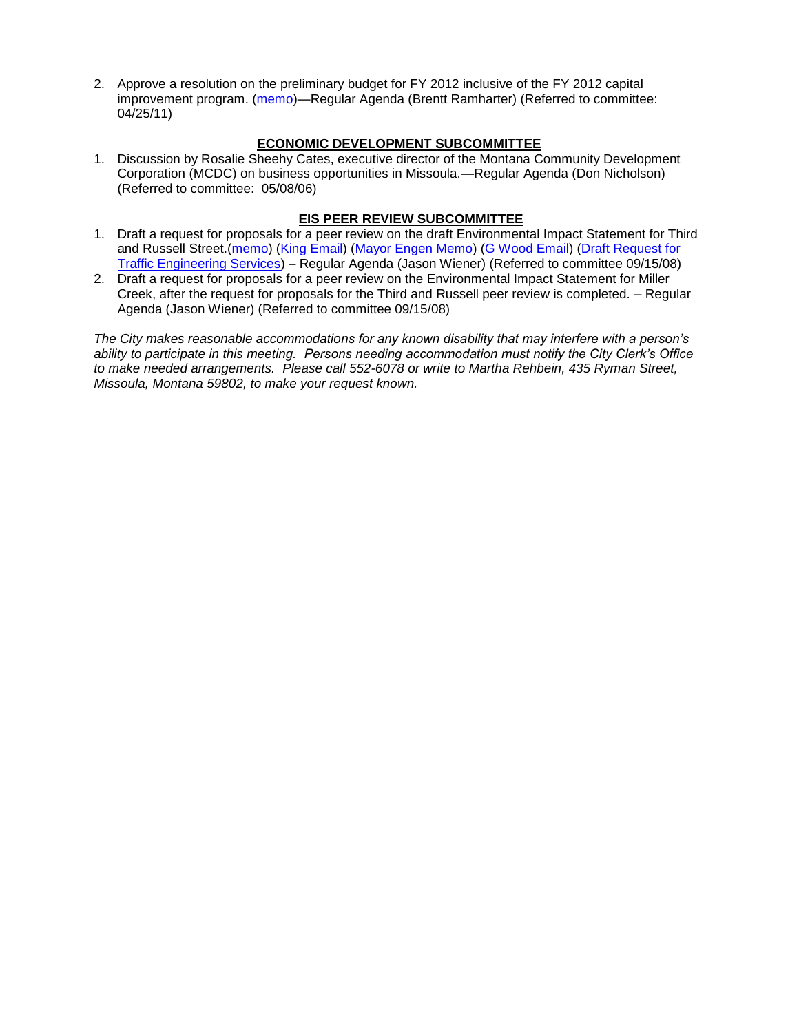2. Approve a resolution on the preliminary budget for FY 2012 inclusive of the FY 2012 capital improvement program. (memo)—Regular Agenda (Brentt Ramharter) (Referred to committee: 04/25/11)

## ECONOMIC DEVELOPMENT SUBCOMMITTEE

1. Discussion by Rosalie Sheehy Cates, executive director of the Montana Community Development Corporation (MCDC) on business opportunities in Missoula.—Regular Agenda (Don Nicholson) (Referred to committee: 05/08/06)

## EIS PEER REVIEW SUBCOMMITTEE

1. Draft a request for proposals for a peer review on the draft Environmental Impact Statement for Third and Russell Street.(memo) (King Email) (Mayor Engen Memo) (G Wood Email) (Draft Request for Traffic Engineering Services) – Regular Agenda (Jason Wiener) (Referred to committee 09/15/08)
2. Draft a request for proposals for a peer review on the Environmental Impact Statement for Miller Creek, after the request for proposals for the Third and Russell peer review is completed. – Regular Agenda (Jason Wiener) (Referred to committee 09/15/08)

*The City makes reasonable accommodations for any known disability that may interfere with a person's ability to participate in this meeting. Persons needing accommodation must notify the City Clerk's Office to make needed arrangements. Please call 552-6078 or write to Martha Rehbein, 435 Ryman Street, Missoula, Montana 59802, to make your request known.*